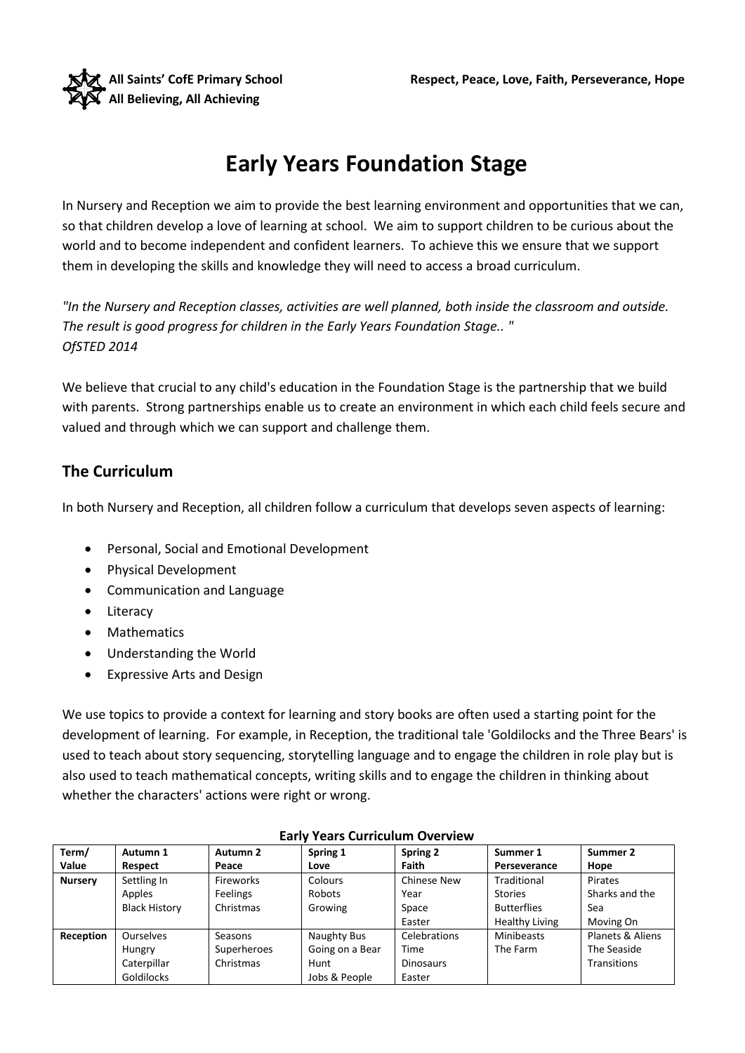**All Saints' CofE Primary School**
**All Believing, All Achieving**

**Respect, Peace, Love, Faith, Perseverance, Hope**

# Early Years Foundation Stage

In Nursery and Reception we aim to provide the best learning environment and opportunities that we can, so that children develop a love of learning at school. We aim to support children to be curious about the world and to become independent and confident learners. To achieve this we ensure that we support them in developing the skills and knowledge they will need to access a broad curriculum.

*"In the Nursery and Reception classes, activities are well planned, both inside the classroom and outside. The result is good progress for children in the Early Years Foundation Stage.. "*
*OfSTED 2014*

We believe that crucial to any child's education in the Foundation Stage is the partnership that we build with parents. Strong partnerships enable us to create an environment in which each child feels secure and valued and through which we can support and challenge them.

## The Curriculum

In both Nursery and Reception, all children follow a curriculum that develops seven aspects of learning:

- Personal, Social and Emotional Development
- Physical Development
- Communication and Language
- Literacy
- Mathematics
- Understanding the World
- Expressive Arts and Design

We use topics to provide a context for learning and story books are often used a starting point for the development of learning. For example, in Reception, the traditional tale 'Goldilocks and the Three Bears' is used to teach about story sequencing, storytelling language and to engage the children in role play but is also used to teach mathematical concepts, writing skills and to engage the children in thinking about whether the characters' actions were right or wrong.

**Early Years Curriculum Overview**

| Term/ Value | Autumn 1 Respect | Autumn 2 Peace | Spring 1 Love | Spring 2 Faith | Summer 1 Perseverance | Summer 2 Hope |
|---|---|---|---|---|---|---|
| **Nursery** | Settling In<br>Apples<br>Black History | Fireworks<br>Feelings<br>Christmas | Colours<br>Robots<br>Growing | Chinese New Year<br>Space<br>Easter | Traditional Stories<br>Butterflies<br>Healthy Living | Pirates<br>Sharks and the Sea<br>Moving On |
| **Reception** | Ourselves<br>Hungry Caterpillar<br>Goldilocks | Seasons<br>Superheroes<br>Christmas | Naughty Bus<br>Going on a Bear Hunt<br>Jobs & People | Celebrations<br>Time<br>Dinosaurs<br>Easter | Minibeasts<br>The Farm | Planets & Aliens<br>The Seaside<br>Transitions |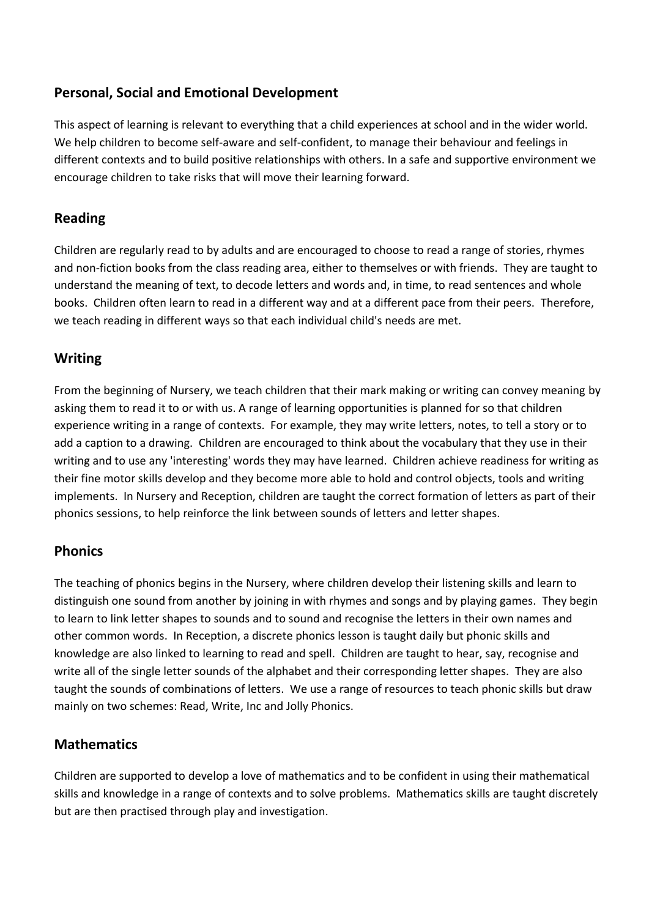## Personal, Social and Emotional Development

This aspect of learning is relevant to everything that a child experiences at school and in the wider world. We help children to become self-aware and self-confident, to manage their behaviour and feelings in different contexts and to build positive relationships with others. In a safe and supportive environment we encourage children to take risks that will move their learning forward.

## Reading

Children are regularly read to by adults and are encouraged to choose to read a range of stories, rhymes and non-fiction books from the class reading area, either to themselves or with friends. They are taught to understand the meaning of text, to decode letters and words and, in time, to read sentences and whole books. Children often learn to read in a different way and at a different pace from their peers. Therefore, we teach reading in different ways so that each individual child's needs are met.

## Writing

From the beginning of Nursery, we teach children that their mark making or writing can convey meaning by asking them to read it to or with us. A range of learning opportunities is planned for so that children experience writing in a range of contexts. For example, they may write letters, notes, to tell a story or to add a caption to a drawing. Children are encouraged to think about the vocabulary that they use in their writing and to use any 'interesting' words they may have learned. Children achieve readiness for writing as their fine motor skills develop and they become more able to hold and control objects, tools and writing implements. In Nursery and Reception, children are taught the correct formation of letters as part of their phonics sessions, to help reinforce the link between sounds of letters and letter shapes.

## Phonics

The teaching of phonics begins in the Nursery, where children develop their listening skills and learn to distinguish one sound from another by joining in with rhymes and songs and by playing games. They begin to learn to link letter shapes to sounds and to sound and recognise the letters in their own names and other common words. In Reception, a discrete phonics lesson is taught daily but phonic skills and knowledge are also linked to learning to read and spell. Children are taught to hear, say, recognise and write all of the single letter sounds of the alphabet and their corresponding letter shapes. They are also taught the sounds of combinations of letters. We use a range of resources to teach phonic skills but draw mainly on two schemes: Read, Write, Inc and Jolly Phonics.

## Mathematics

Children are supported to develop a love of mathematics and to be confident in using their mathematical skills and knowledge in a range of contexts and to solve problems. Mathematics skills are taught discretely but are then practised through play and investigation.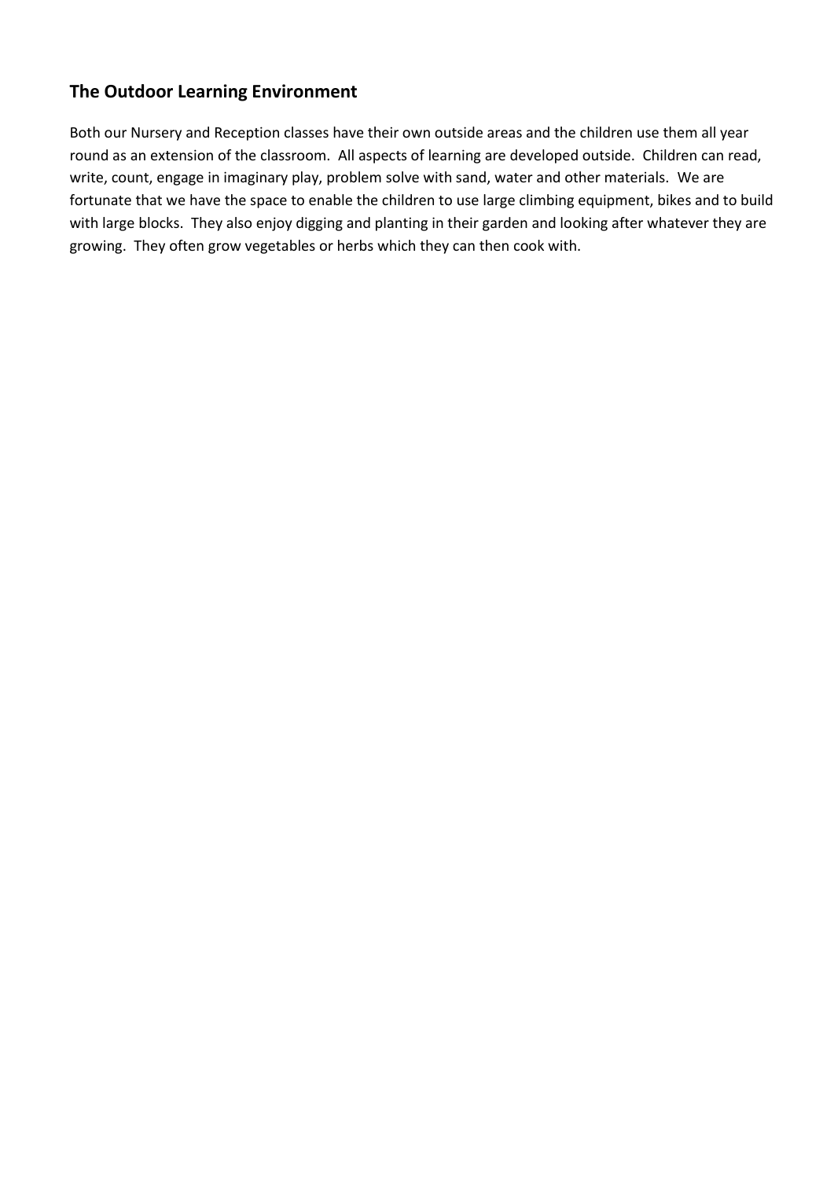## The Outdoor Learning Environment

Both our Nursery and Reception classes have their own outside areas and the children use them all year round as an extension of the classroom. All aspects of learning are developed outside. Children can read, write, count, engage in imaginary play, problem solve with sand, water and other materials. We are fortunate that we have the space to enable the children to use large climbing equipment, bikes and to build with large blocks. They also enjoy digging and planting in their garden and looking after whatever they are growing. They often grow vegetables or herbs which they can then cook with.